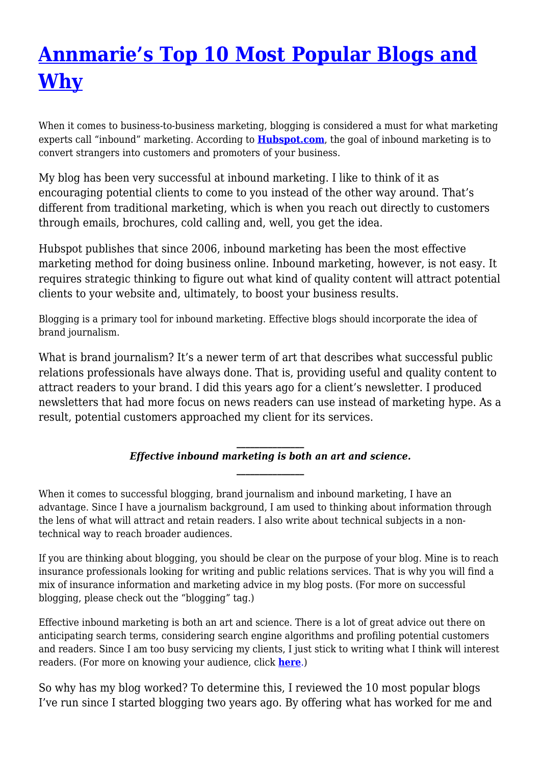# [Annmarie's Top 10 Most Popular Blogs and Why]

When it comes to business-to-business marketing, blogging is considered a must for what marketing experts call "inbound" marketing. According to **[Hubspot.com]**, the goal of inbound marketing is to convert strangers into customers and promoters of your business.

My blog has been very successful at inbound marketing. I like to think of it as encouraging potential clients to come to you instead of the other way around. That's different from traditional marketing, which is when you reach out directly to customers through emails, brochures, cold calling and, well, you get the idea.

Hubspot publishes that since 2006, inbound marketing has been the most effective marketing method for doing business online. Inbound marketing, however, is not easy. It requires strategic thinking to figure out what kind of quality content will attract potential clients to your website and, ultimately, to boost your business results.

Blogging is a primary tool for inbound marketing. Effective blogs should incorporate the idea of brand journalism.

What is brand journalism? It's a newer term of art that describes what successful public relations professionals have always done. That is, providing useful and quality content to attract readers to your brand. I did this years ago for a client's newsletter. I produced newsletters that had more focus on news readers can use instead of marketing hype. As a result, potential customers approached my client for its services.

---

***Effective inbound marketing is both an art and science.***

---

When it comes to successful blogging, brand journalism and inbound marketing, I have an advantage. Since I have a journalism background, I am used to thinking about information through the lens of what will attract and retain readers. I also write about technical subjects in a non-technical way to reach broader audiences.

If you are thinking about blogging, you should be clear on the purpose of your blog. Mine is to reach insurance professionals looking for writing and public relations services. That is why you will find a mix of insurance information and marketing advice in my blog posts. (For more on successful blogging, please check out the "blogging" tag.)

Effective inbound marketing is both an art and science. There is a lot of great advice out there on anticipating search terms, considering search engine algorithms and profiling potential customers and readers. Since I am too busy servicing my clients, I just stick to writing what I think will interest readers. (For more on knowing your audience, click **[here]**.)

So why has my blog worked? To determine this, I reviewed the 10 most popular blogs I've run since I started blogging two years ago. By offering what has worked for me and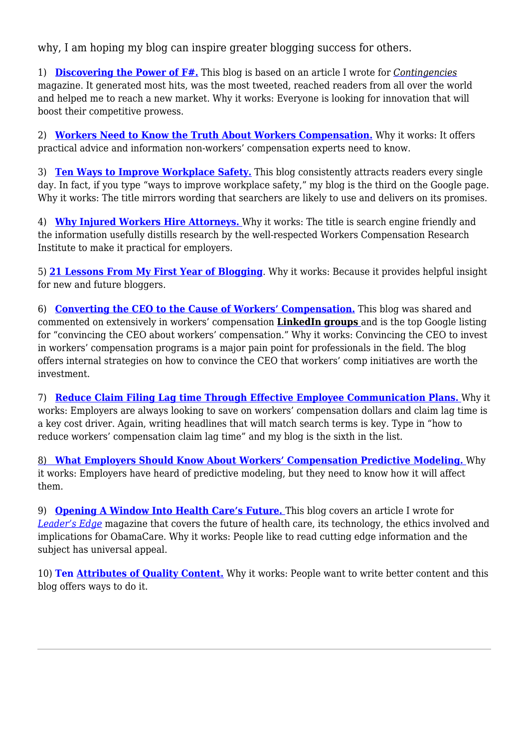why, I am hoping my blog can inspire greater blogging success for others.

1) **Discovering the Power of F#.** This blog is based on an article I wrote for *Contingencies* magazine. It generated most hits, was the most tweeted, reached readers from all over the world and helped me to reach a new market. Why it works: Everyone is looking for innovation that will boost their competitive prowess.

2) **Workers Need to Know the Truth About Workers Compensation.** Why it works: It offers practical advice and information non-workers' compensation experts need to know.

3) **Ten Ways to Improve Workplace Safety.** This blog consistently attracts readers every single day. In fact, if you type "ways to improve workplace safety," my blog is the third on the Google page. Why it works: The title mirrors wording that searchers are likely to use and delivers on its promises.

4) **Why Injured Workers Hire Attorneys.** Why it works: The title is search engine friendly and the information usefully distills research by the well-respected Workers Compensation Research Institute to make it practical for employers.

5) **21 Lessons From My First Year of Blogging**. Why it works: Because it provides helpful insight for new and future bloggers.

6) **Converting the CEO to the Cause of Workers' Compensation.** This blog was shared and commented on extensively in workers' compensation **LinkedIn groups** and is the top Google listing for "convincing the CEO about workers' compensation." Why it works: Convincing the CEO to invest in workers' compensation programs is a major pain point for professionals in the field. The blog offers internal strategies on how to convince the CEO that workers' comp initiatives are worth the investment.

7) **Reduce Claim Filing Lag time Through Effective Employee Communication Plans.** Why it works: Employers are always looking to save on workers' compensation dollars and claim lag time is a key cost driver. Again, writing headlines that will match search terms is key. Type in "how to reduce workers' compensation claim lag time" and my blog is the sixth in the list.

8) **What Employers Should Know About Workers' Compensation Predictive Modeling.** Why it works: Employers have heard of predictive modeling, but they need to know how it will affect them.

9) **Opening A Window Into Health Care's Future.** This blog covers an article I wrote for *Leader's Edge* magazine that covers the future of health care, its technology, the ethics involved and implications for ObamaCare. Why it works: People like to read cutting edge information and the subject has universal appeal.

10) **Ten Attributes of Quality Content.** Why it works: People want to write better content and this blog offers ways to do it.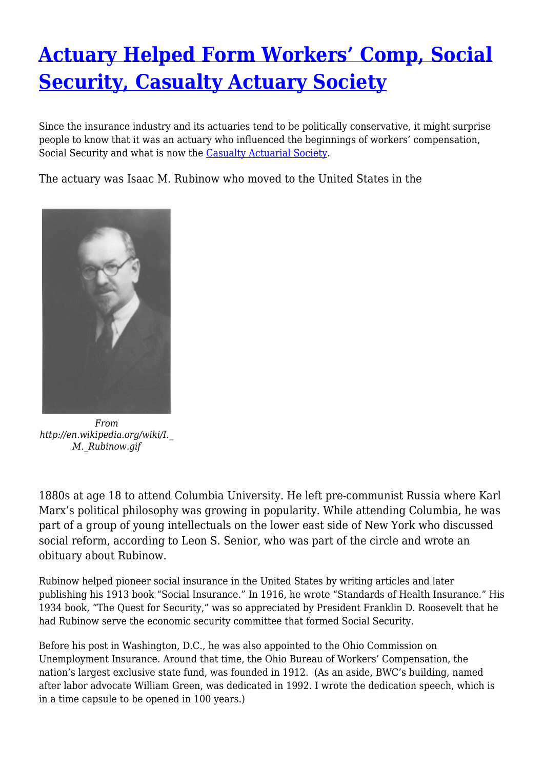# [Actuary Helped Form Workers' Comp, Social Security, Casualty Actuary Society]()

Since the insurance industry and its actuaries tend to be politically conservative, it might surprise people to know that it was an actuary who influenced the beginnings of workers' compensation, Social Security and what is now the [Casualty Actuarial Society]().

The actuary was Isaac M. Rubinow who moved to the United States in the 1880s at age 18 to attend Columbia University. He left pre-communist Russia where Karl Marx's political philosophy was growing in popularity. While attending Columbia, he was part of a group of young intellectuals on the lower east side of New York who discussed social reform, according to Leon S. Senior, who was part of the circle and wrote an obituary about Rubinow.

*From http://en.wikipedia.org/wiki/I._M._Rubinow.gif*

Rubinow helped pioneer social insurance in the United States by writing articles and later publishing his 1913 book "Social Insurance." In 1916, he wrote "Standards of Health Insurance." His 1934 book, "The Quest for Security," was so appreciated by President Franklin D. Roosevelt that he had Rubinow serve the economic security committee that formed Social Security.

Before his post in Washington, D.C., he was also appointed to the Ohio Commission on Unemployment Insurance. Around that time, the Ohio Bureau of Workers' Compensation, the nation's largest exclusive state fund, was founded in 1912. (As an aside, BWC's building, named after labor advocate William Green, was dedicated in 1992. I wrote the dedication speech, which is in a time capsule to be opened in 100 years.)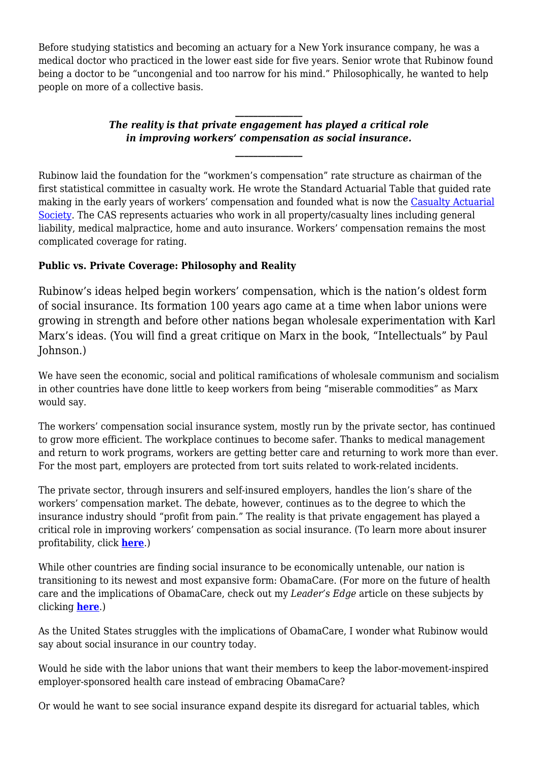Before studying statistics and becoming an actuary for a New York insurance company, he was a medical doctor who practiced in the lower east side for five years. Senior wrote that Rubinow found being a doctor to be "uncongenial and too narrow for his mind." Philosophically, he wanted to help people on more of a collective basis.

---

***The reality is that private engagement has played a critical role in improving workers' compensation as social insurance.***

---

Rubinow laid the foundation for the "workmen's compensation" rate structure as chairman of the first statistical committee in casualty work. He wrote the Standard Actuarial Table that guided rate making in the early years of workers' compensation and founded what is now the Casualty Actuarial Society. The CAS represents actuaries who work in all property/casualty lines including general liability, medical malpractice, home and auto insurance. Workers' compensation remains the most complicated coverage for rating.

**Public vs. Private Coverage: Philosophy and Reality**

Rubinow's ideas helped begin workers' compensation, which is the nation's oldest form of social insurance. Its formation 100 years ago came at a time when labor unions were growing in strength and before other nations began wholesale experimentation with Karl Marx's ideas. (You will find a great critique on Marx in the book, "Intellectuals" by Paul Johnson.)

We have seen the economic, social and political ramifications of wholesale communism and socialism in other countries have done little to keep workers from being "miserable commodities" as Marx would say.

The workers' compensation social insurance system, mostly run by the private sector, has continued to grow more efficient. The workplace continues to become safer. Thanks to medical management and return to work programs, workers are getting better care and returning to work more than ever. For the most part, employers are protected from tort suits related to work-related incidents.

The private sector, through insurers and self-insured employers, handles the lion's share of the workers' compensation market. The debate, however, continues as to the degree to which the insurance industry should "profit from pain." The reality is that private engagement has played a critical role in improving workers' compensation as social insurance. (To learn more about insurer profitability, click **here**.)

While other countries are finding social insurance to be economically untenable, our nation is transitioning to its newest and most expansive form: ObamaCare. (For more on the future of health care and the implications of ObamaCare, check out my *Leader's Edge* article on these subjects by clicking **here**.)

As the United States struggles with the implications of ObamaCare, I wonder what Rubinow would say about social insurance in our country today.

Would he side with the labor unions that want their members to keep the labor-movement-inspired employer-sponsored health care instead of embracing ObamaCare?

Or would he want to see social insurance expand despite its disregard for actuarial tables, which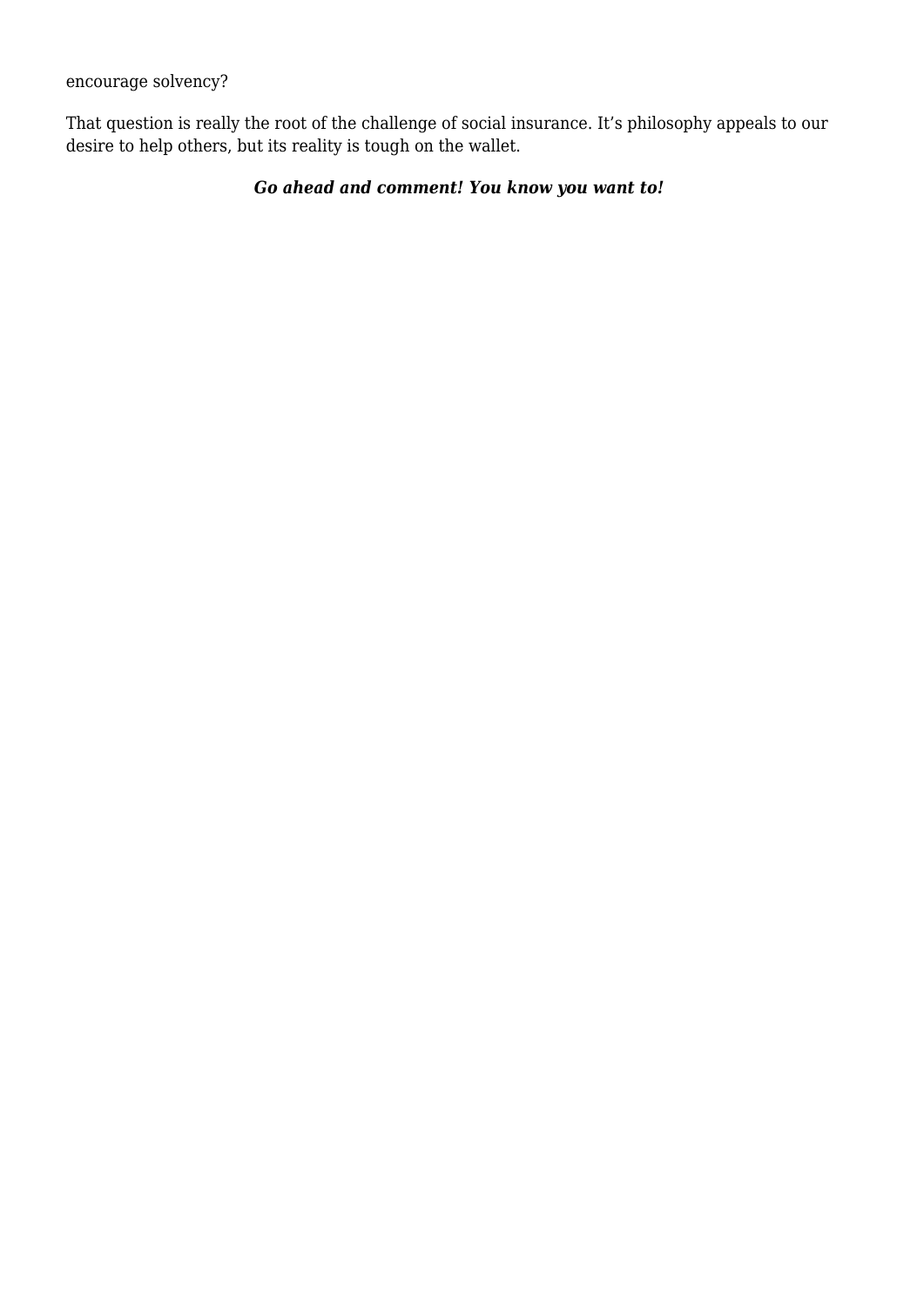encourage solvency?

That question is really the root of the challenge of social insurance. It’s philosophy appeals to our desire to help others, but its reality is tough on the wallet.

***Go ahead and comment! You know you want to!***